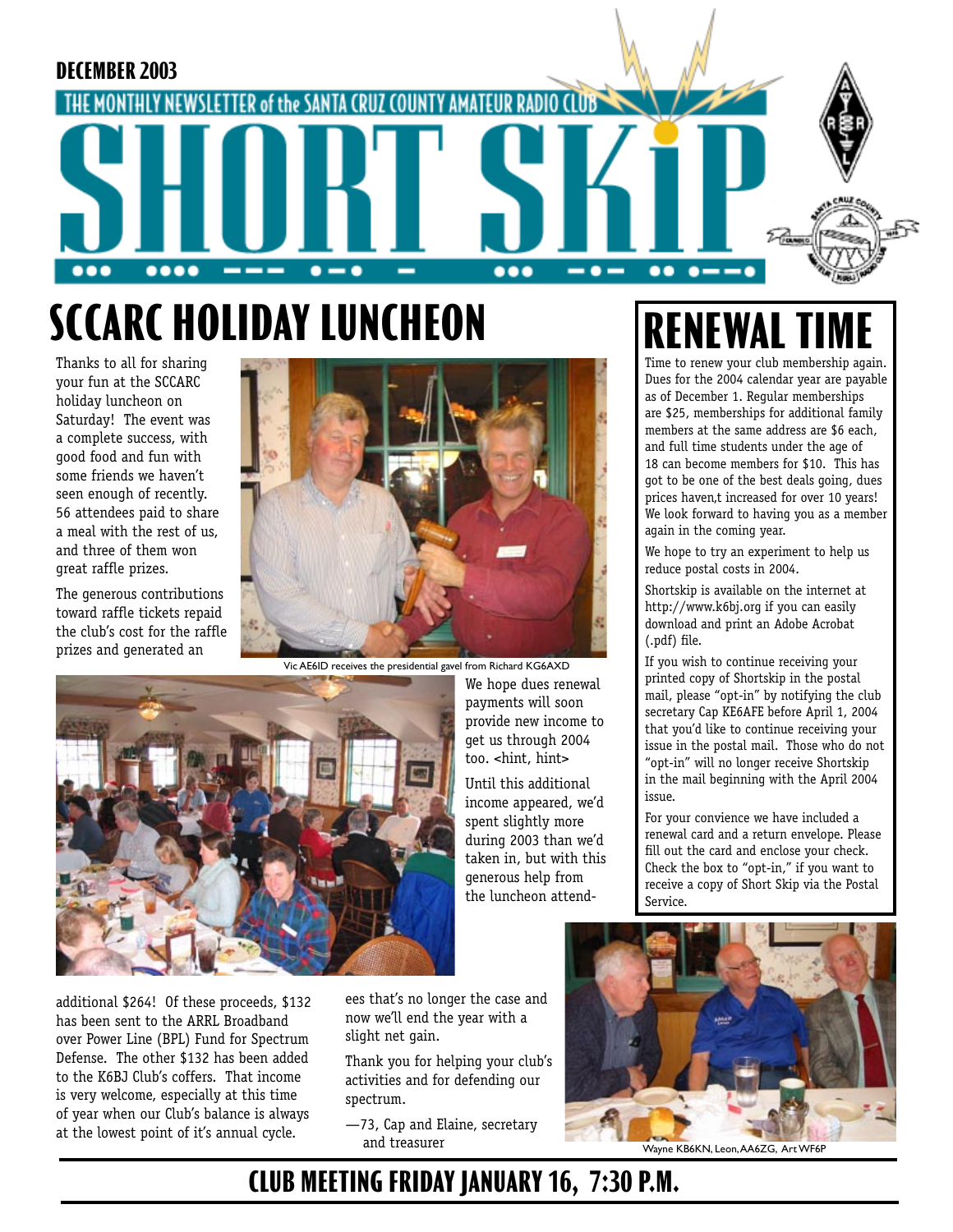DECEMBER 2003

THE MONTHLY NEWSLETTER of the SANTA CRUZ COUNTY AMATEUR RADIO CLUB

# SHORT SKiP

## SCCARC HOLIDAY LUNCHEON

Thanks to all for sharing your fun at the SCCARC holiday luncheon on Saturday! The event was a complete success, with good food and fun with some friends we haven't seen enough of recently. 56 attendees paid to share a meal with the rest of us, and three of them won great raffle prizes.

The generous contributions toward raffle tickets repaid the club's cost for the raffle prizes and generated an additional $264! Of these proceeds, $132 has been sent to the ARRL Broadband over Power Line (BPL) Fund for Spectrum Defense. The other $132 has been added to the K6BJ Club's coffers. That income is very welcome, especially at this time of year when our Club's balance is always at the lowest point of it's annual cycle.

Vic AE6ID receives the presidential gavel from Richard KG6AXD

We hope dues renewal payments will soon provide new income to get us through 2004 too. <hint, hint>

Until this additional income appeared, we'd spent slightly more during 2003 than we'd taken in, but with this generous help from the luncheon attendees that's no longer the case and now we'll end the year with a slight net gain.

Thank you for helping your club's activities and for defending our spectrum.

—73, Cap and Elaine, secretary and treasurer

Wayne KB6KN, Leon, AA6ZG, Art WF6P

## RENEWAL TIME

Time to renew your club membership again. Dues for the 2004 calendar year are payable as of December 1. Regular memberships are $25, memberships for additional family members at the same address are $6 each, and full time students under the age of 18 can become members for $10. This has got to be one of the best deals going, dues prices haven,t increased for over 10 years! We look forward to having you as a member again in the coming year.

We hope to try an experiment to help us reduce postal costs in 2004.

Shortskip is available on the internet at http://www.k6bj.org if you can easily download and print an Adobe Acrobat (.pdf) file.

If you wish to continue receiving your printed copy of Shortskip in the postal mail, please "opt-in" by notifying the club secretary Cap KE6AFE before April 1, 2004 that you'd like to continue receiving your issue in the postal mail. Those who do not "opt-in" will no longer receive Shortskip in the mail beginning with the April 2004 issue.

For your convience we have included a renewal card and a return envelope. Please fill out the card and enclose your check. Check the box to "opt-in," if you want to receive a copy of Short Skip via the Postal Service.

## CLUB MEETING FRIDAY JANUARY 16, 7:30 P.M.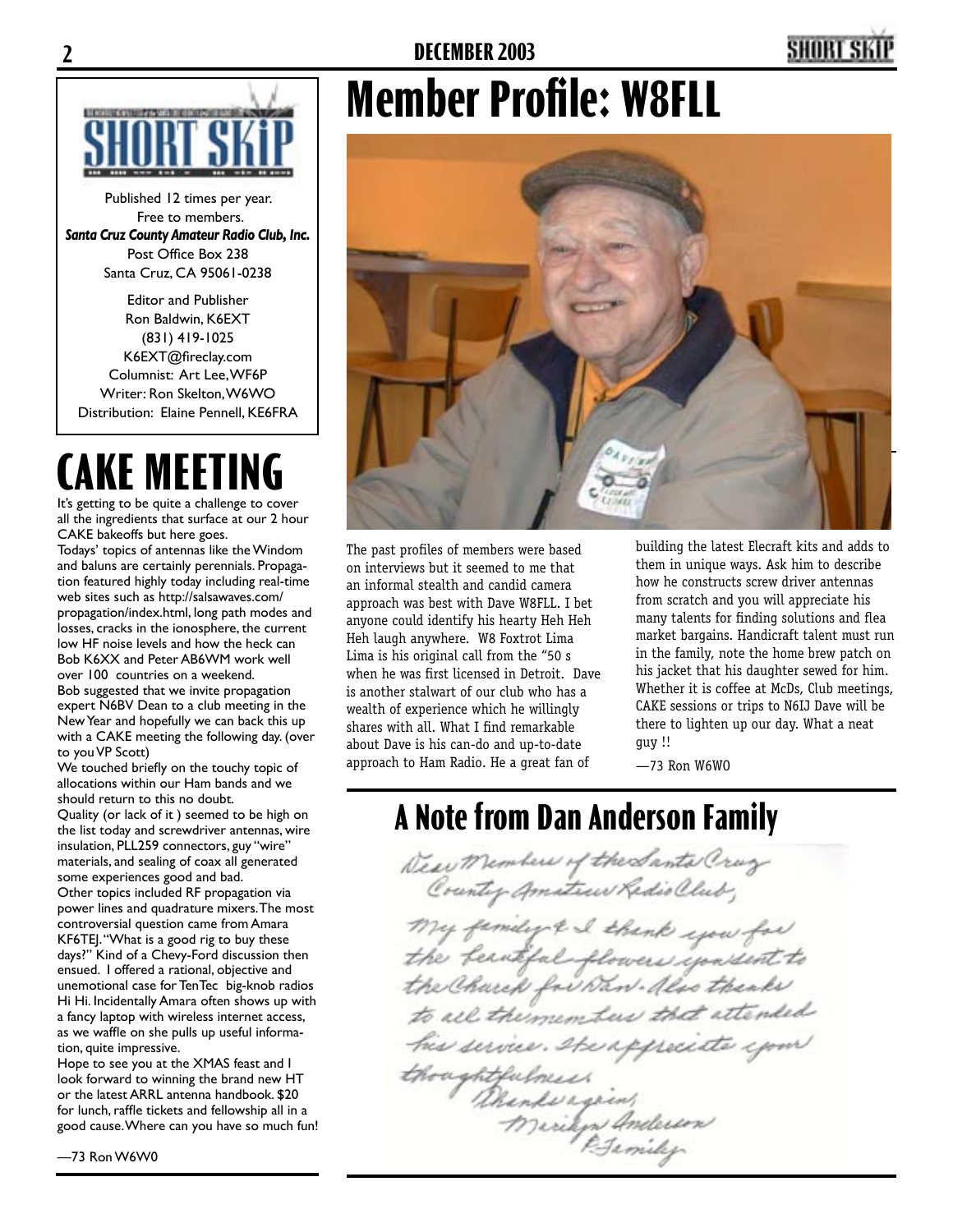Published 12 times per year.
Free to members.
***Santa Cruz County Amateur Radio Club, Inc.***
Post Office Box 238
Santa Cruz, CA 95061-0238

Editor and Publisher
Ron Baldwin, K6EXT
(831) 419-1025
K6EXT@fireclay.com
Columnist: Art Lee, WF6P
Writer: Ron Skelton, W6WO
Distribution: Elaine Pennell, KE6FRA

# CAKE MEETING

It's getting to be quite a challenge to cover all the ingredients that surface at our 2 hour CAKE bakeoffs but here goes.

Todays' topics of antennas like the Windom and baluns are certainly perennials. Propagation featured highly today including real-time web sites such as http://salsawaves.com/propagation/index.html, long path modes and losses, cracks in the ionosphere, the current low HF noise levels and how the heck can Bob K6XX and Peter AB6WM work well over 100 countries on a weekend.

Bob suggested that we invite propagation expert N6BV Dean to a club meeting in the New Year and hopefully we can back this up with a CAKE meeting the following day. (over to you VP Scott)

We touched briefly on the touchy topic of allocations within our Ham bands and we should return to this no doubt.

Quality (or lack of it ) seemed to be high on the list today and screwdriver antennas, wire insulation, PLL259 connectors, guy "wire" materials, and sealing of coax all generated some experiences good and bad.

Other topics included RF propagation via power lines and quadrature mixers. The most controversial question came from Amara KF6TEJ. "What is a good rig to buy these days?" Kind of a Chevy-Ford discussion then ensued. I offered a rational, objective and unemotional case for TenTec big-knob radios Hi Hi. Incidentally Amara often shows up with a fancy laptop with wireless internet access, as we waffle on she pulls up useful information, quite impressive.

Hope to see you at the XMAS feast and I look forward to winning the brand new HT or the latest ARRL antenna handbook. $20 for lunch, raffle tickets and fellowship all in a good cause. Where can you have so much fun!

—73 Ron W6W0

# Member Profile: W8FLL

The past profiles of members were based on interviews but it seemed to me that an informal stealth and candid camera approach was best with Dave W8FLL. I bet anyone could identify his hearty Heh Heh Heh laugh anywhere. W8 Foxtrot Lima Lima is his original call from the "50 s when he was first licensed in Detroit. Dave is another stalwart of our club who has a wealth of experience which he willingly shares with all. What I find remarkable about Dave is his can-do and up-to-date approach to Ham Radio. He a great fan of building the latest Elecraft kits and adds to them in unique ways. Ask him to describe how he constructs screw driver antennas from scratch and you will appreciate his many talents for finding solutions and flea market bargains. Handicraft talent must run in the family, note the home brew patch on his jacket that his daughter sewed for him. Whether it is coffee at McDs, Club meetings, CAKE sessions or trips to N6IJ Dave will be there to lighten up our day. What a neat guy !!

—73 Ron W6WO

# A Note from Dan Anderson Family

Dear Members of the Santa Cruz County Amateur Radio Club,

My family & I thank you for the beautiful flowers you sent to the Church for Dan. Also thanks to all the members that attended his service. We appreciate your thoughtfulness.

Thanks again,
Marilyn Anderson
& Family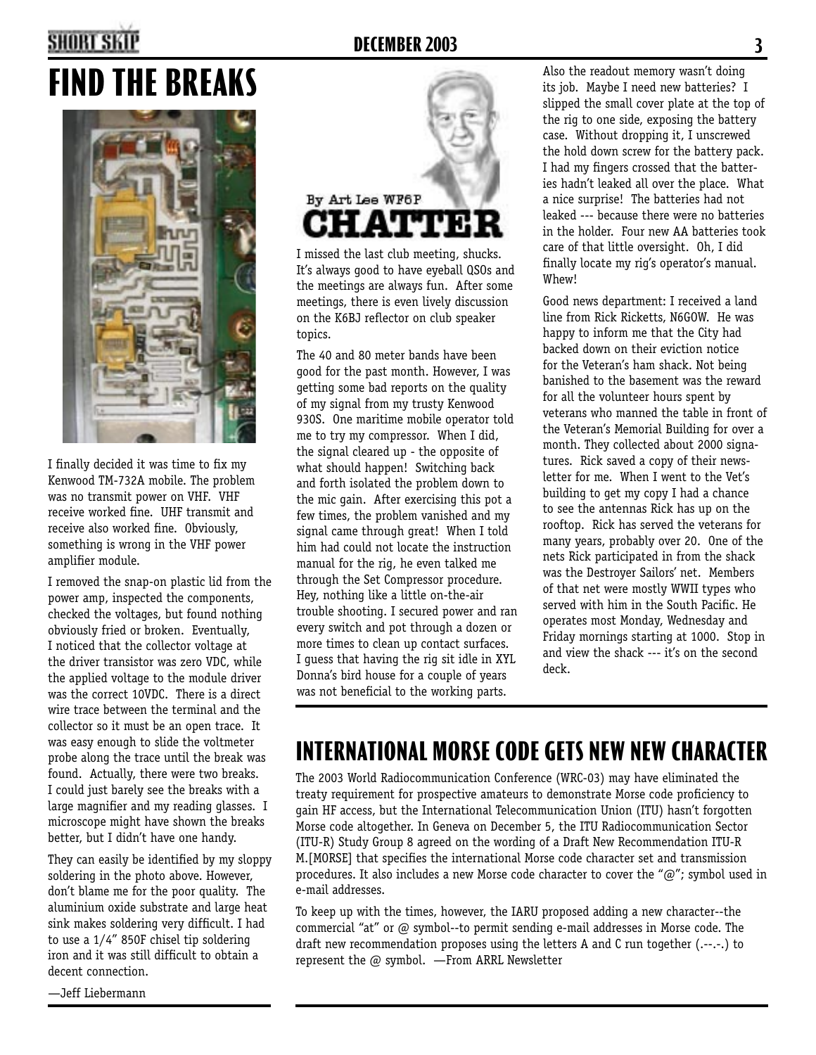# FIND THE BREAKS

I finally decided it was time to fix my Kenwood TM-732A mobile. The problem was no transmit power on VHF. VHF receive worked fine. UHF transmit and receive also worked fine. Obviously, something is wrong in the VHF power amplifier module.

I removed the snap-on plastic lid from the power amp, inspected the components, checked the voltages, but found nothing obviously fried or broken. Eventually, I noticed that the collector voltage at the driver transistor was zero VDC, while the applied voltage to the module driver was the correct 10VDC. There is a direct wire trace between the terminal and the collector so it must be an open trace. It was easy enough to slide the voltmeter probe along the trace until the break was found. Actually, there were two breaks. I could just barely see the breaks with a large magnifier and my reading glasses. I microscope might have shown the breaks better, but I didn't have one handy.

They can easily be identified by my sloppy soldering in the photo above. However, don't blame me for the poor quality. The aluminium oxide substrate and large heat sink makes soldering very difficult. I had to use a 1/4" 850F chisel tip soldering iron and it was still difficult to obtain a decent connection.

—Jeff Liebermann

By Art Lee WF6P

# CHATTER

I missed the last club meeting, shucks. It's always good to have eyeball QSOs and the meetings are always fun. After some meetings, there is even lively discussion on the K6BJ reflector on club speaker topics.

The 40 and 80 meter bands have been good for the past month. However, I was getting some bad reports on the quality of my signal from my trusty Kenwood 930S. One maritime mobile operator told me to try my compressor. When I did, the signal cleared up - the opposite of what should happen! Switching back and forth isolated the problem down to the mic gain. After exercising this pot a few times, the problem vanished and my signal came through great! When I told him had could not locate the instruction manual for the rig, he even talked me through the Set Compressor procedure. Hey, nothing like a little on-the-air trouble shooting. I secured power and ran every switch and pot through a dozen or more times to clean up contact surfaces. I guess that having the rig sit idle in XYL Donna's bird house for a couple of years was not beneficial to the working parts.

Also the readout memory wasn't doing its job. Maybe I need new batteries? I slipped the small cover plate at the top of the rig to one side, exposing the battery case. Without dropping it, I unscrewed the hold down screw for the battery pack. I had my fingers crossed that the batteries hadn't leaked all over the place. What a nice surprise! The batteries had not leaked --- because there were no batteries in the holder. Four new AA batteries took care of that little oversight. Oh, I did finally locate my rig's operator's manual. Whew!

Good news department: I received a land line from Rick Ricketts, N6GOW. He was happy to inform me that the City had backed down on their eviction notice for the Veteran's ham shack. Not being banished to the basement was the reward for all the volunteer hours spent by veterans who manned the table in front of the Veteran's Memorial Building for over a month. They collected about 2000 signatures. Rick saved a copy of their newsletter for me. When I went to the Vet's building to get my copy I had a chance to see the antennas Rick has up on the rooftop. Rick has served the veterans for many years, probably over 20. One of the nets Rick participated in from the shack was the Destroyer Sailors' net. Members of that net were mostly WWII types who served with him in the South Pacific. He operates most Monday, Wednesday and Friday mornings starting at 1000. Stop in and view the shack --- it's on the second deck.

# INTERNATIONAL MORSE CODE GETS NEW NEW CHARACTER

The 2003 World Radiocommunication Conference (WRC-03) may have eliminated the treaty requirement for prospective amateurs to demonstrate Morse code proficiency to gain HF access, but the International Telecommunication Union (ITU) hasn't forgotten Morse code altogether. In Geneva on December 5, the ITU Radiocommunication Sector (ITU-R) Study Group 8 agreed on the wording of a Draft New Recommendation ITU-R M.[MORSE] that specifies the international Morse code character set and transmission procedures. It also includes a new Morse code character to cover the "@"; symbol used in e-mail addresses.

To keep up with the times, however, the IARU proposed adding a new character--the commercial "at" or @ symbol--to permit sending e-mail addresses in Morse code. The draft new recommendation proposes using the letters A and C run together (.--.-.) to represent the @ symbol. —From ARRL Newsletter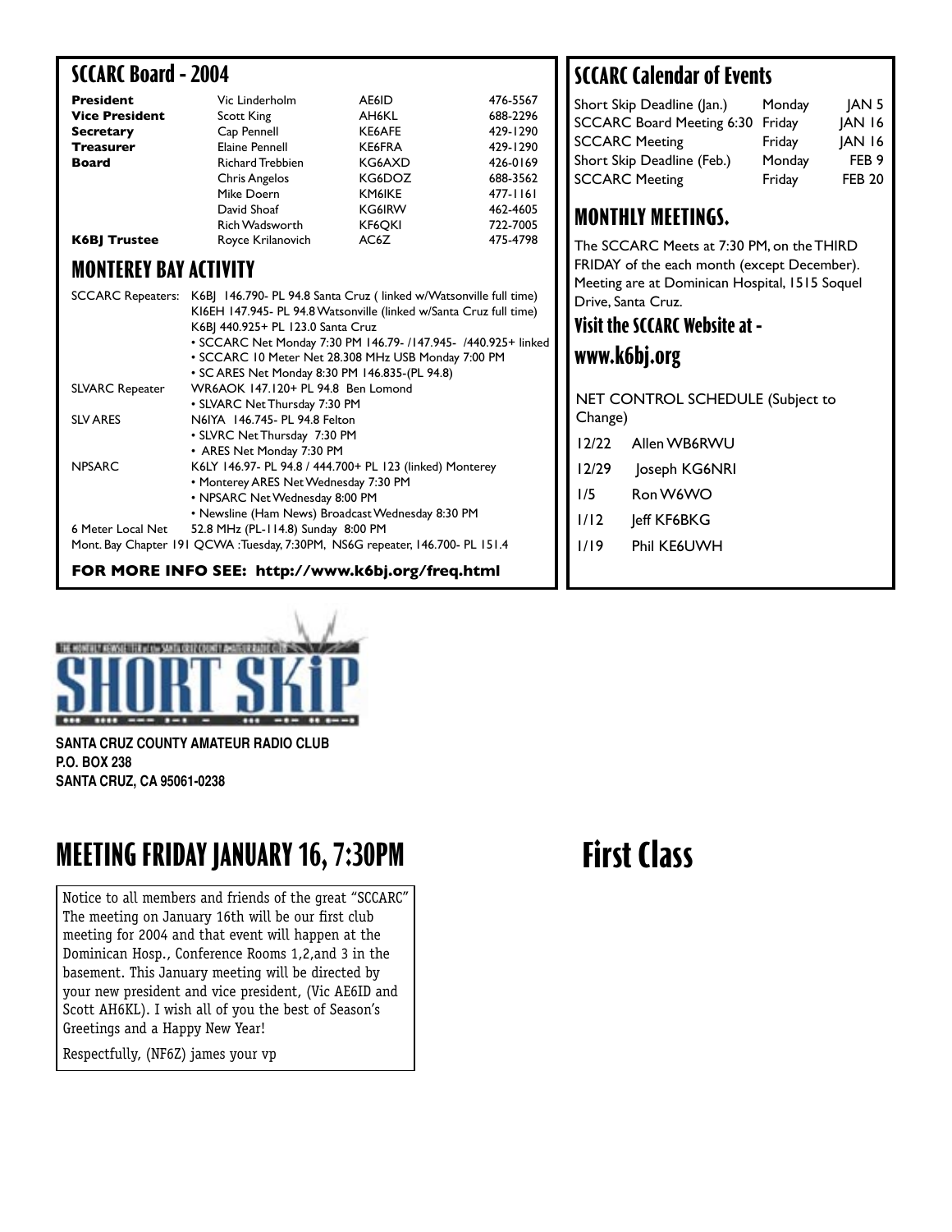## SCCARC Board - 2004

| | | | |
|---|---|---|---|
| **President** | Vic Linderholm | AE6ID | 476-5567 |
| **Vice President** | Scott King | AH6KL | 688-2296 |
| **Secretary** | Cap Pennell | KE6AFE | 429-1290 |
| **Treasurer** | Elaine Pennell | KE6FRA | 429-1290 |
| **Board** | Richard Trebbien | KG6AXD | 426-0169 |
| | Chris Angelos | KG6DOZ | 688-3562 |
| | Mike Doern | KM6IKE | 477-1161 |
| | David Shoaf | KG6IRW | 462-4605 |
| | Rich Wadsworth | KF6QKI | 722-7005 |
| **K6BJ Trustee** | Royce Krilanovich | AC6Z | 475-4798 |

## MONTEREY BAY ACTIVITY

| | |
|---|---|
| SCCARC Repeaters: | K6BJ 146.790- PL 94.8 Santa Cruz ( linked w/Watsonville full time) |
| | KI6EH 147.945- PL 94.8 Watsonville (linked w/Santa Cruz full time) |
| | K6BJ 440.925+ PL 123.0 Santa Cruz |
| | • SCCARC Net Monday 7:30 PM 146.79- /147.945- /440.925+ linked |
| | • SCCARC 10 Meter Net 28.308 MHz USB Monday 7:00 PM |
| | • SC ARES Net Monday 8:30 PM 146.835-(PL 94.8) |
| SLVARC Repeater | WR6AOK 147.120+ PL 94.8 Ben Lomond |
| | • SLVARC Net Thursday 7:30 PM |
| SLV ARES | N6IYA 146.745- PL 94.8 Felton |
| | • SLVRC Net Thursday 7:30 PM |
| | • ARES Net Monday 7:30 PM |
| NPSARC | K6LY 146.97- PL 94.8 / 444.700+ PL 123 (linked) Monterey |
| | • Monterey ARES Net Wednesday 7:30 PM |
| | • NPSARC Net Wednesday 8:00 PM |
| | • Newsline (Ham News) Broadcast Wednesday 8:30 PM |
| 6 Meter Local Net | 52.8 MHz (PL-114.8) Sunday 8:00 PM |

Mont. Bay Chapter 191 QCWA :Tuesday, 7:30PM, NS6G repeater, 146.700- PL 151.4

**FOR MORE INFO SEE: http://www.k6bj.org/freq.html**

## SCCARC Calendar of Events

| | | |
|---|---|---|
| Short Skip Deadline (Jan.) | Monday | JAN 5 |
| SCCARC Board Meeting 6:30 | Friday | JAN 16 |
| SCCARC Meeting | Friday | JAN 16 |
| Short Skip Deadline (Feb.) | Monday | FEB 9 |
| SCCARC Meeting | Friday | FEB 20 |

## MONTHLY MEETINGS.

The SCCARC Meets at 7:30 PM, on the THIRD FRIDAY of the each month (except December). Meeting are at Dominican Hospital, 1515 Soquel Drive, Santa Cruz.

### Visit the SCCARC Website at - www.k6bj.org

NET CONTROL SCHEDULE (Subject to Change)

| | |
|---|---|
| 12/22 | Allen WB6RWU |
| 12/29 | Joseph KG6NRI |
| 1/5 | Ron W6WO |
| 1/12 | Jeff KF6BKG |
| 1/19 | Phil KE6UWH |

THE MONTHLY NEWSLETTER of the SANTA CRUZ COUNTY AMATEUR RADIO CLUB

SHORT SKIP

**SANTA CRUZ COUNTY AMATEUR RADIO CLUB**
**P.O. BOX 238**
**SANTA CRUZ, CA 95061-0238**

# MEETING FRIDAY JANUARY 16, 7:30PM

Notice to all members and friends of the great "SCCARC" The meeting on January 16th will be our first club meeting for 2004 and that event will happen at the Dominican Hosp., Conference Rooms 1,2,and 3 in the basement. This January meeting will be directed by your new president and vice president, (Vic AE6ID and Scott AH6KL). I wish all of you the best of Season's Greetings and a Happy New Year!

Respectfully, (NF6Z) james your vp

# First Class